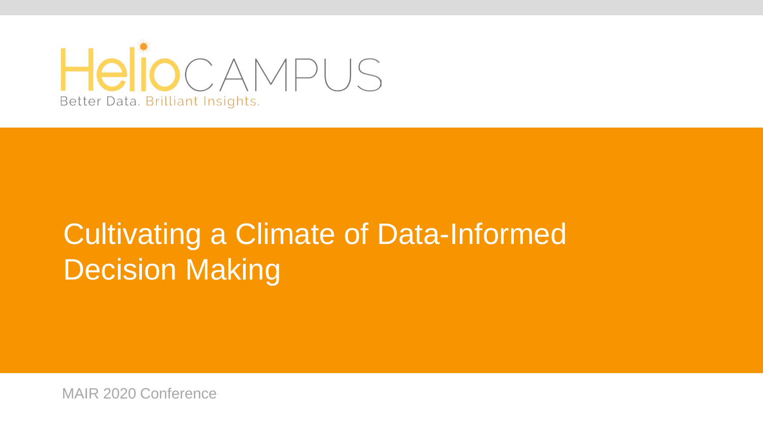HelioCAMPUS

Better Data. Brilliant Insights.

# Cultivating a Climate of Data-Informed Decision Making

MAIR 2020 Conference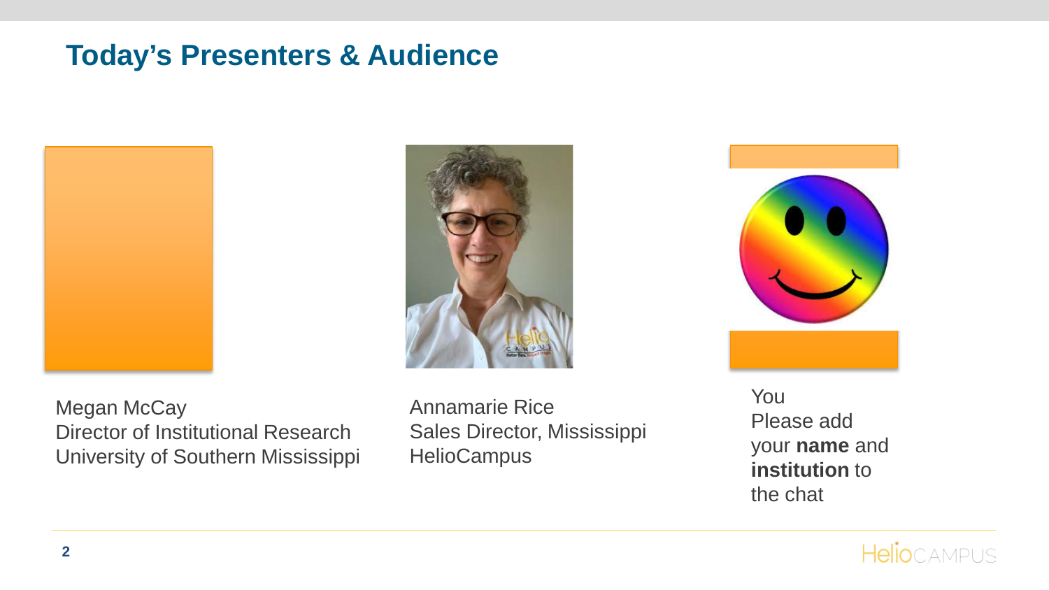## Today’s Presenters & Audience

Megan McCay
Director of Institutional Research
University of Southern Mississippi

Annamarie Rice
Sales Director, Mississippi
HelioCampus

You
Please add your **name** and **institution** to the chat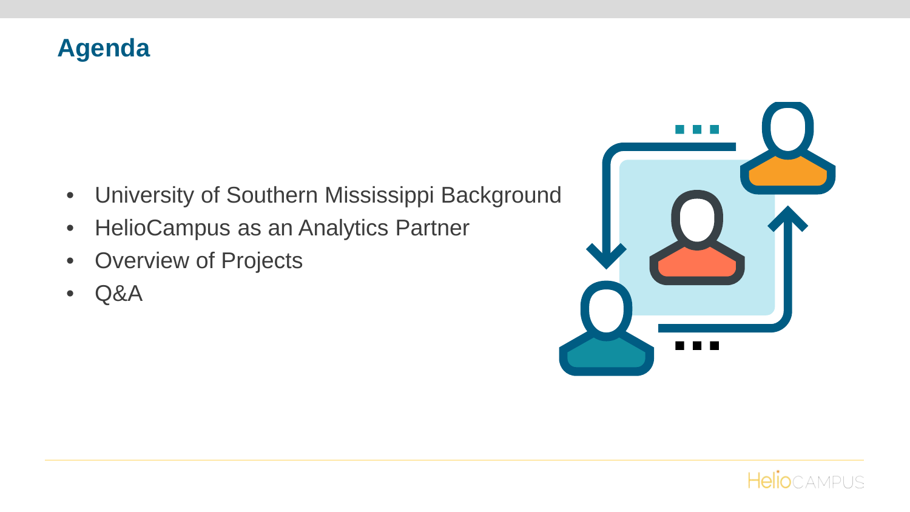# Agenda

- University of Southern Mississippi Background
- HelioCampus as an Analytics Partner
- Overview of Projects
- Q&A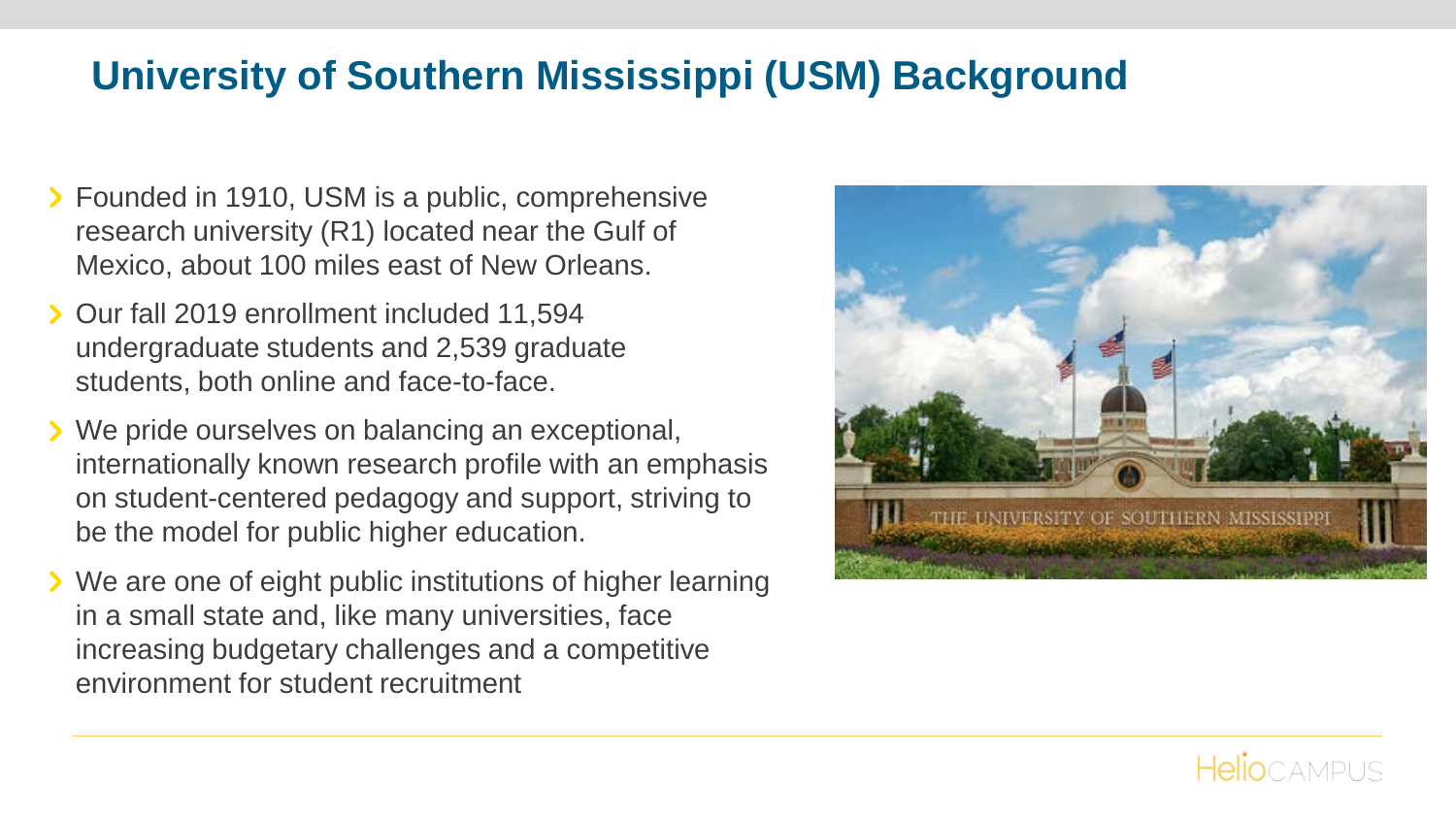# University of Southern Mississippi (USM) Background

- Founded in 1910, USM is a public, comprehensive research university (R1) located near the Gulf of Mexico, about 100 miles east of New Orleans.
- Our fall 2019 enrollment included 11,594 undergraduate students and 2,539 graduate students, both online and face-to-face.
- We pride ourselves on balancing an exceptional, internationally known research profile with an emphasis on student-centered pedagogy and support, striving to be the model for public higher education.
- We are one of eight public institutions of higher learning in a small state and, like many universities, face increasing budgetary challenges and a competitive environment for student recruitment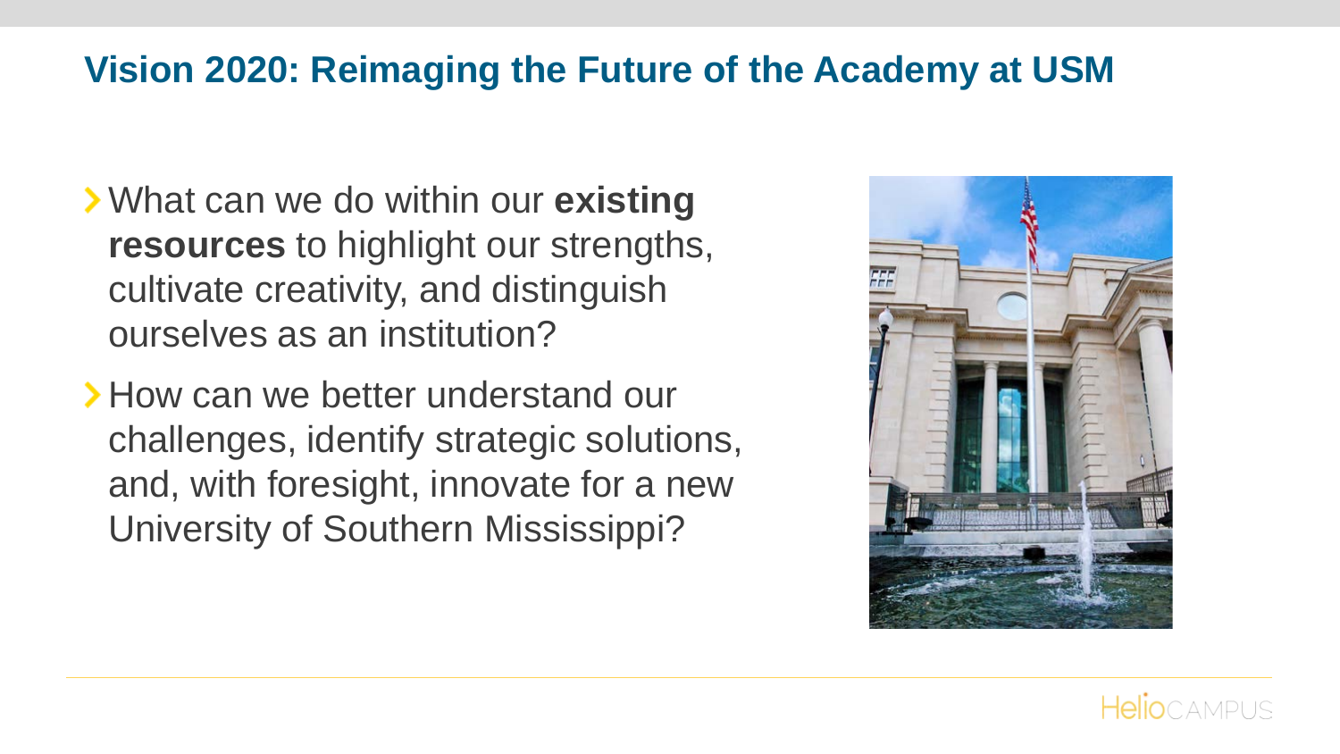## Vision 2020: Reimaging the Future of the Academy at USM

- What can we do within our **existing resources** to highlight our strengths, cultivate creativity, and distinguish ourselves as an institution?
- How can we better understand our challenges, identify strategic solutions, and, with foresight, innovate for a new University of Southern Mississippi?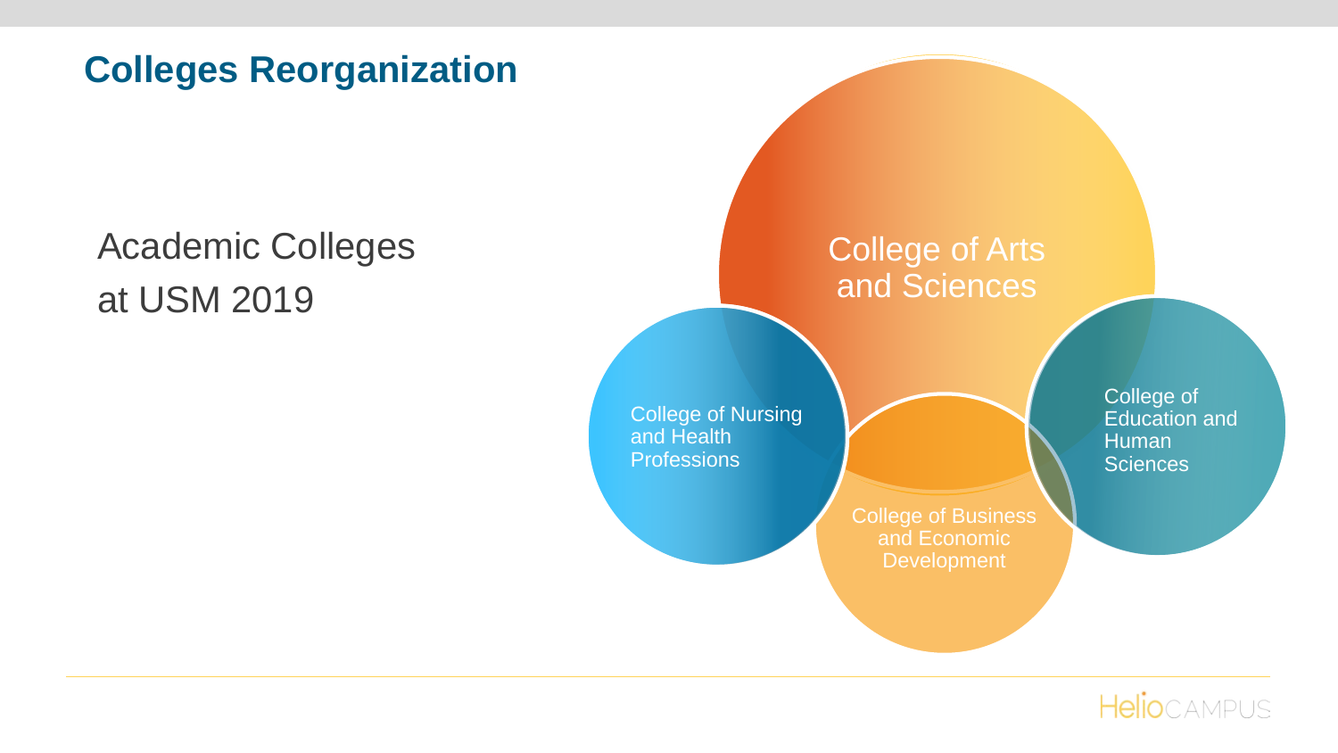## Colleges Reorganization

Academic Colleges at USM 2019

College of Arts and Sciences

College of Nursing and Health Professions

College of Education and Human Sciences

College of Business and Economic Development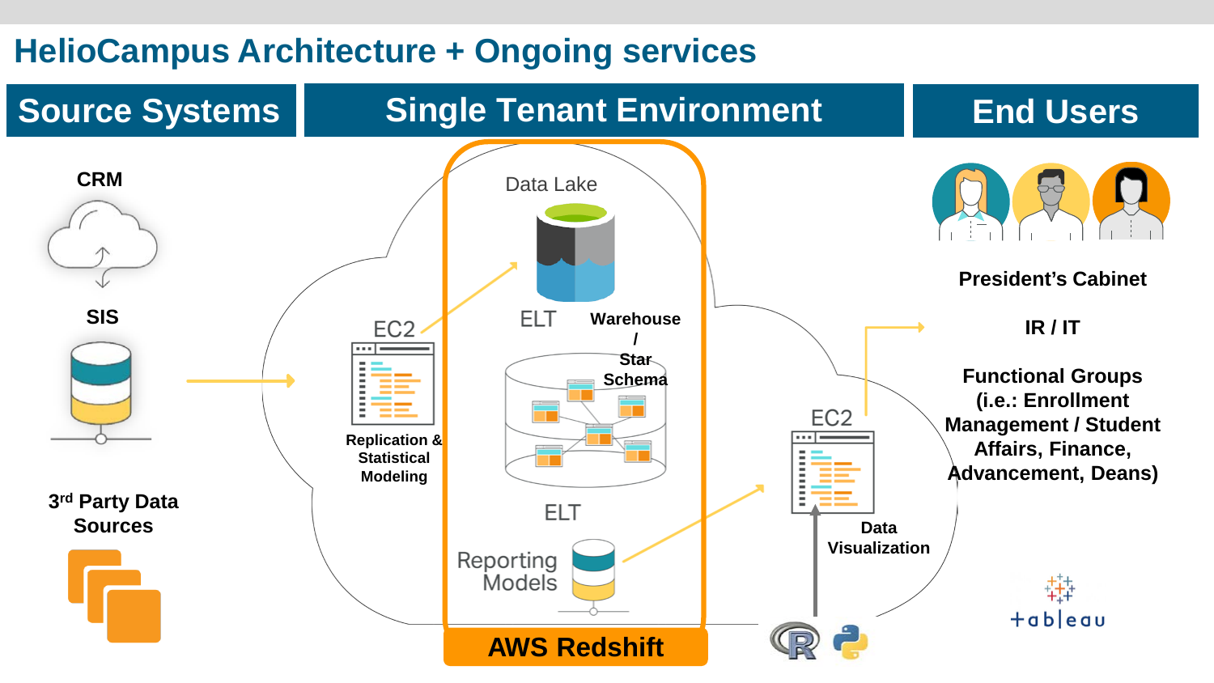# HelioCampus Architecture + Ongoing services

## Source Systems

CRM

SIS

3[rd] Party Data Sources

## Single Tenant Environment

EC2

Replication & Statistical Modeling

Data Lake

ELT

Warehouse / Star Schema

ELT

Reporting Models

AWS Redshift

EC2

Data Visualization

## End Users

President's Cabinet

IR / IT

Functional Groups (i.e.: Enrollment Management / Student Affairs, Finance, Advancement, Deans)

tableau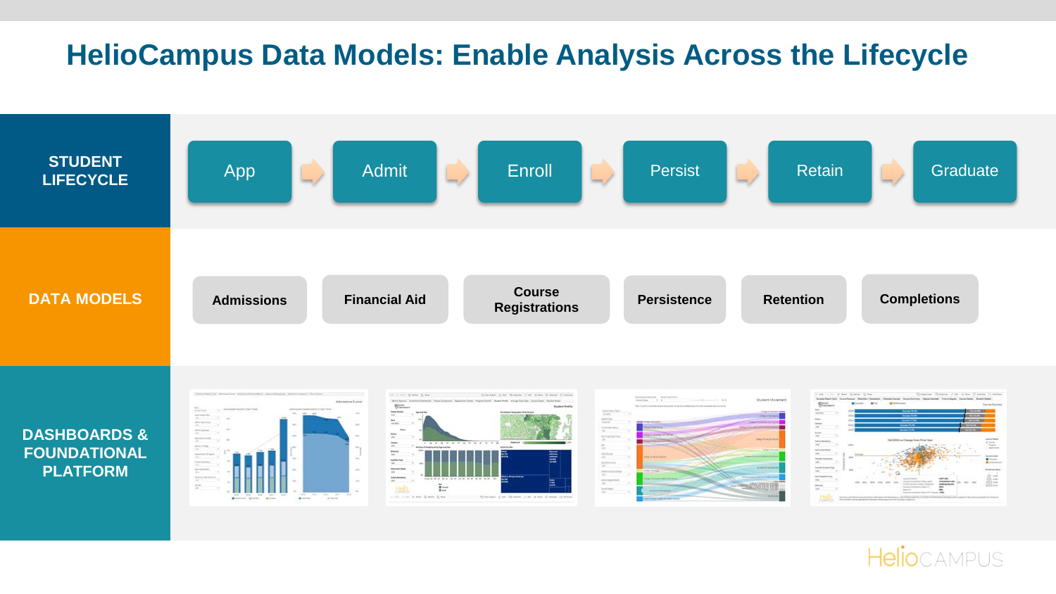# HelioCampus Data Models: Enable Analysis Across the Lifecycle

**STUDENT LIFECYCLE**

App → Admit → Enroll → Persist → Retain → Graduate

**DATA MODELS**

- Admissions
- Financial Aid
- Course Registrations
- Persistence
- Retention
- Completions

**DASHBOARDS & FOUNDATIONAL PLATFORM**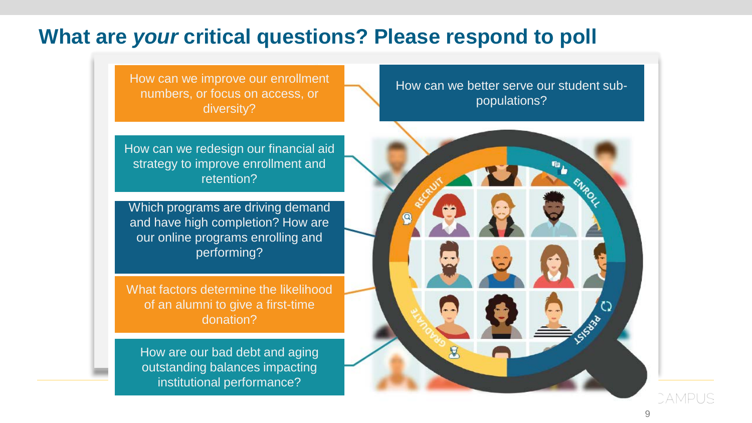# What are *your* critical questions? Please respond to poll

- How can we improve our enrollment numbers, or focus on access, or diversity?
- How can we redesign our financial aid strategy to improve enrollment and retention?
- Which programs are driving demand and have high completion? How are our online programs enrolling and performing?
- What factors determine the likelihood of an alumni to give a first-time donation?
- How are our bad debt and aging outstanding balances impacting institutional performance?
- How can we better serve our student sub-populations?

RECRUIT

ENROLL

PERSIST

GRADUATE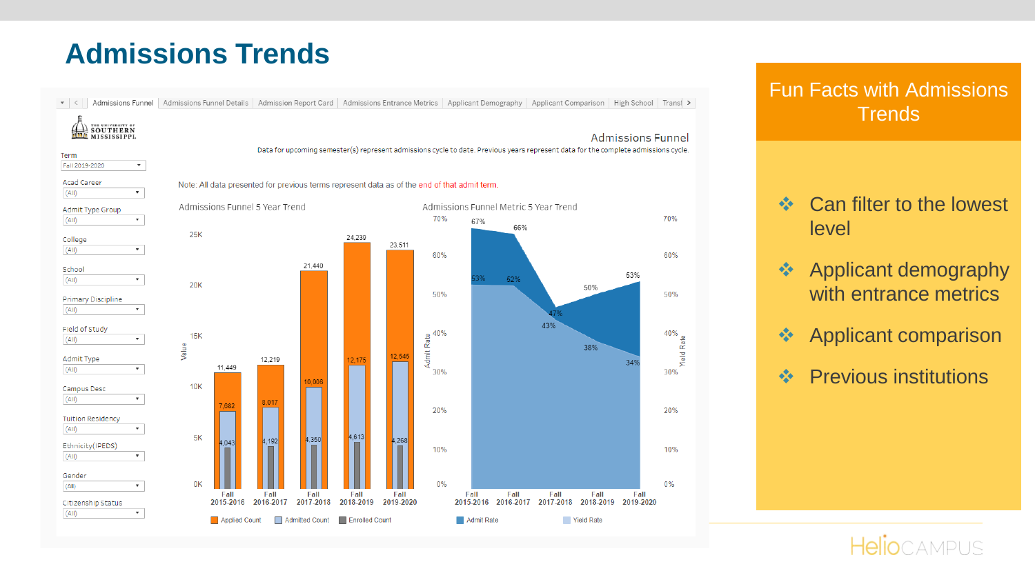# Admissions Trends

Admissions Funnel | Admissions Funnel Details | Admission Report Card | Admissions Entrance Metrics | Applicant Demography | Applicant Comparison | High School | Transf

THE UNIVERSITY OF SOUTHERN MISSISSIPPI

Term: Fall 2019-2020

Acad Career: (All)

Admit Type Group: (All)

College: (All)

School: (All)

Primary Discipline: (All)

Field of Study: (All)

Admit Type: (All)

Campus Desc: (All)

Tuition Residency: (All)

Ethnicity(IPEDS): (All)

Gender: (All)

Citizenship Status: (All)

## Admissions Funnel

Data for upcoming semester(s) represent admissions cycle to date. Previous years represent data for the complete admissions cycle.

Note: All data presented for previous terms represent data as of the end of that admit term.

### Admissions Funnel 5 Year Trend

| Term | Applied Count | Admitted Count | Enrolled Count |
|---|---|---|---|
| Fall 2015-2016 | 11,449 | 7,682 | 4,043 |
| Fall 2016-2017 | 12,219 | 8,017 | 4,192 |
| Fall 2017-2018 | 21,440 | 10,006 | 4,350 |
| Fall 2018-2019 | 24,239 | 12,175 | 4,613 |
| Fall 2019-2020 | 23,511 | 12,545 | 4,268 |

### Admissions Funnel Metric 5 Year Trend

| Term | Admit Rate | Yield Rate |
|---|---|---|
| Fall 2015-2016 | 67% | 53% |
| Fall 2016-2017 | 66% | 52% |
| Fall 2017-2018 | 47% | 43% |
| Fall 2018-2019 | 50% | 38% |
| Fall 2019-2020 | 53% | 34% |

## Fun Facts with Admissions Trends

- Can filter to the lowest level
- Applicant demography with entrance metrics
- Applicant comparison
- Previous institutions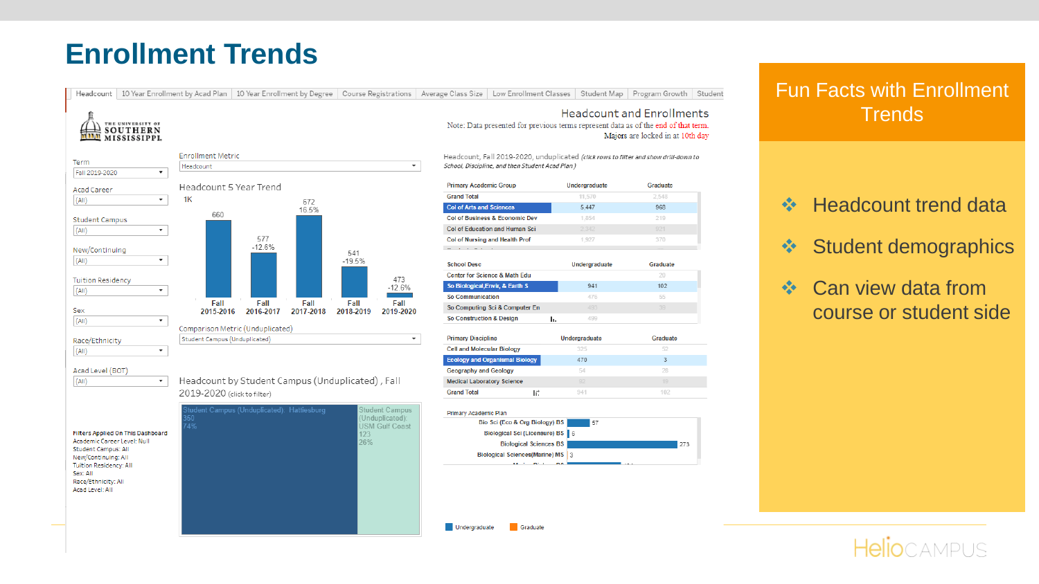# Enrollment Trends

Headcount | 10 Year Enrollment by Acad Plan | 10 Year Enrollment by Degree | Course Registrations | Average Class Size | Low Enrollment Classes | Student Map | Program Growth | Student

THE UNIVERSITY OF SOUTHERN MISSISSIPPI

## Headcount and Enrollments

Note: Data presented for previous terms represent data as of the end of that term. Majors are locked in at 10th day

Term: Fall 2019-2020

Acad Career: (All)

Student Campus: (All)

New/Continuing: (All)

Tuition Residency: (All)

Sex: (All)

Race/Ethnicity: (All)

Acad Level (BOT): (All)

Filters Applied On This Dashboard
Academic Career Level: Null
Student Campus: All
New/Continuing: All
Tuition Residency: All
Sex: All
Race/Ethnicity: All
Acad Level: All

Enrollment Metric: Headcount

### Headcount 5 Year Trend

| Term | Headcount | Change |
|---|---|---|
| Fall 2015-2016 | 660 | |
| Fall 2016-2017 | 577 | -12.6% |
| Fall 2017-2018 | 672 | 16.5% |
| Fall 2018-2019 | 541 | -19.5% |
| Fall 2019-2020 | 473 | -12.6% |

Comparison Metric (Unduplicated): Student Campus (Unduplicated)

### Headcount by Student Campus (Unduplicated), Fall 2019-2020 (click to filter)

| Student Campus (Unduplicated) | Headcount | Percent |
|---|---|---|
| Hattiesburg | 350 | 74% |
| USM Gulf Coast | 123 | 26% |

Headcount, Fall 2019-2020, unduplicated *(click rows to filter and show drill-down to School, Discipline, and then Student Acad Plan)*

| Primary Academic Group | Undergraduate | Graduate |
|---|---|---|
| Grand Total | 11,570 | 2,548 |
| Col of Arts and Sciences | 5,447 | 968 |
| Col of Business & Economic Dev | 1,854 | 219 |
| Col of Education and Human Sci | 2,342 | 921 |
| Col of Nursing and Health Prof | 1,927 | 370 |

| School Desc | Undergraduate | Graduate |
|---|---|---|
| Center for Science & Math Edu | | 20 |
| So Biological,Envir, & Earth S | 941 | 102 |
| So Communication | 476 | 55 |
| So Computing Sci & Computer En | 480 | 39 |
| So Construction & Design | 499 | |

| Primary Discipline | Undergraduate | Graduate |
|---|---|---|
| Cell and Molecular Biology | 325 | 52 |
| Ecology and Organismal Biology | 470 | 3 |
| Geography and Geology | 54 | 28 |
| Medical Laboratory Science | 92 | 19 |
| Grand Total | 941 | 102 |

| Primary Academic Plan | Headcount |
|---|---|
| Bio Sci (Eco & Org Biology) BS | 57 |
| Biological Sci (Licensure) BS | 6 |
| Biological Sciences BS | 273 |
| Biological Sciences(Marine) MS | 3 |

Undergraduate | Graduate

## Fun Facts with Enrollment Trends

- Headcount trend data
- Student demographics
- Can view data from course or student side

HelioCAMPUS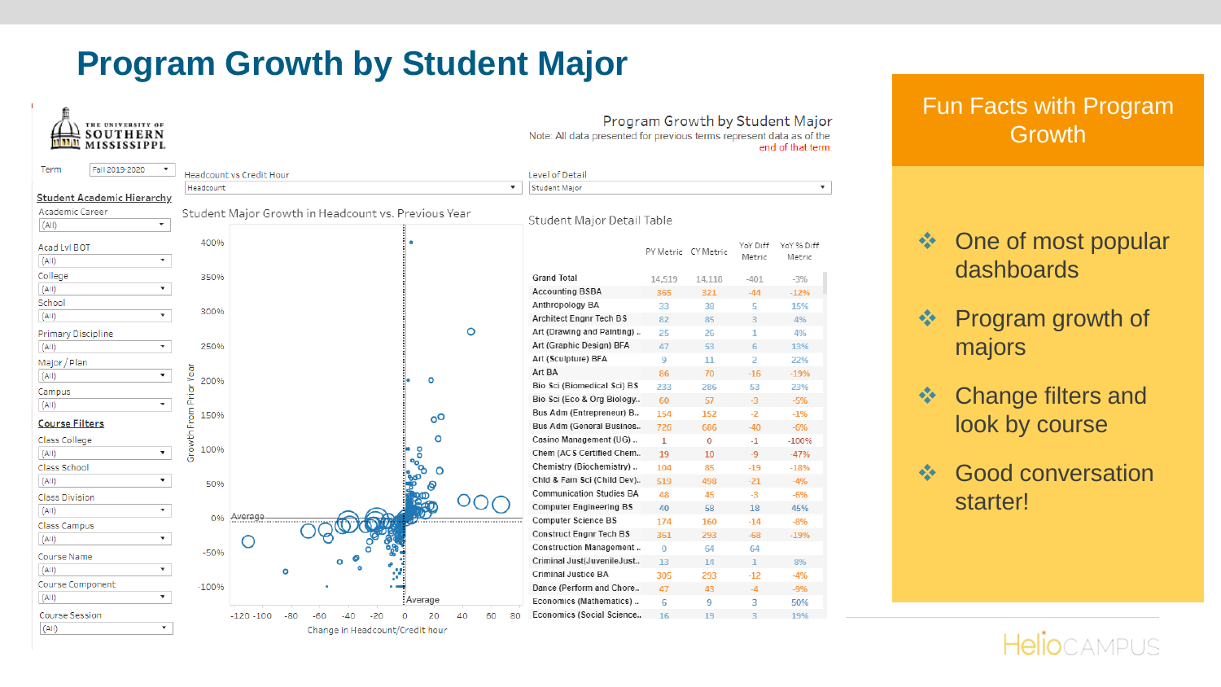# Program Growth by Student Major

THE UNIVERSITY OF SOUTHERN MISSISSIPPI

**Program Growth by Student Major**

Note: All data presented for previous terms represent data as of the end of that term.

Term: Fall 2019-2020

Headcount vs Credit Hour: Headcount

Level of Detail: Student Major

**Student Academic Hierarchy**

- Academic Career: (All)
- Acad Lvl BOT: (All)
- College: (All)
- School: (All)
- Primary Discipline: (All)
- Major / Plan: (All)
- Campus: (All)

**Course Filters**

- Class College: (All)
- Class School: (All)
- Class Division: (All)
- Class Campus: (All)
- Course Name: (All)
- Course Component: (All)
- Course Session: (All)

Student Major Growth in Headcount vs. Previous Year

Student Major Detail Table

| | PY Metric | CY Metric | YoY Diff Metric | YoY % Diff Metric |
|---|---|---|---|---|
| Grand Total | 14,519 | 14,118 | -401 | -3% |
| Accounting BSBA | 365 | 321 | -44 | -12% |
| Anthropology BA | 33 | 38 | 5 | 15% |
| Architect Engnr Tech BS | 82 | 85 | 3 | 4% |
| Art (Drawing and Painting) .. | 25 | 26 | 1 | 4% |
| Art (Graphic Design) BFA | 47 | 53 | 6 | 13% |
| Art (Sculpture) BFA | 9 | 11 | 2 | 22% |
| Art BA | 86 | 70 | -16 | -19% |
| Bio Sci (Biomedical Sci) BS | 233 | 286 | 53 | 23% |
| Bio Sci (Eco & Org Biology.. | 60 | 57 | -3 | -5% |
| Bus Adm (Entrepreneur) B.. | 154 | 152 | -2 | -1% |
| Bus Adm (General Busines.. | 726 | 686 | -40 | -6% |
| Casino Management (UG) .. | 1 | 0 | -1 | -100% |
| Chem (ACS Certified Chem.. | 19 | 10 | -9 | -47% |
| Chemistry (Biochemistry) .. | 104 | 85 | -19 | -18% |
| Child & Fam Sci (Child Dev).. | 519 | 498 | -21 | -4% |
| Communication Studies BA | 48 | 45 | -3 | -6% |
| Computer Engineering BS | 40 | 58 | 18 | 45% |
| Computer Science BS | 174 | 160 | -14 | -8% |
| Construct Engnr Tech BS | 361 | 293 | -68 | -19% |
| Construction Management .. | 0 | 64 | 64 | |
| Criminal Just(JuvenileJust.. | 13 | 14 | 1 | 8% |
| Criminal Justice BA | 305 | 293 | -12 | -4% |
| Dance (Perform and Chore.. | 47 | 43 | -4 | -9% |
| Economics (Mathematics) .. | 6 | 9 | 3 | 50% |
| Economics (Social Science.. | 16 | 19 | 3 | 19% |

## Fun Facts with Program Growth

- One of most popular dashboards
- Program growth of majors
- Change filters and look by course
- Good conversation starter!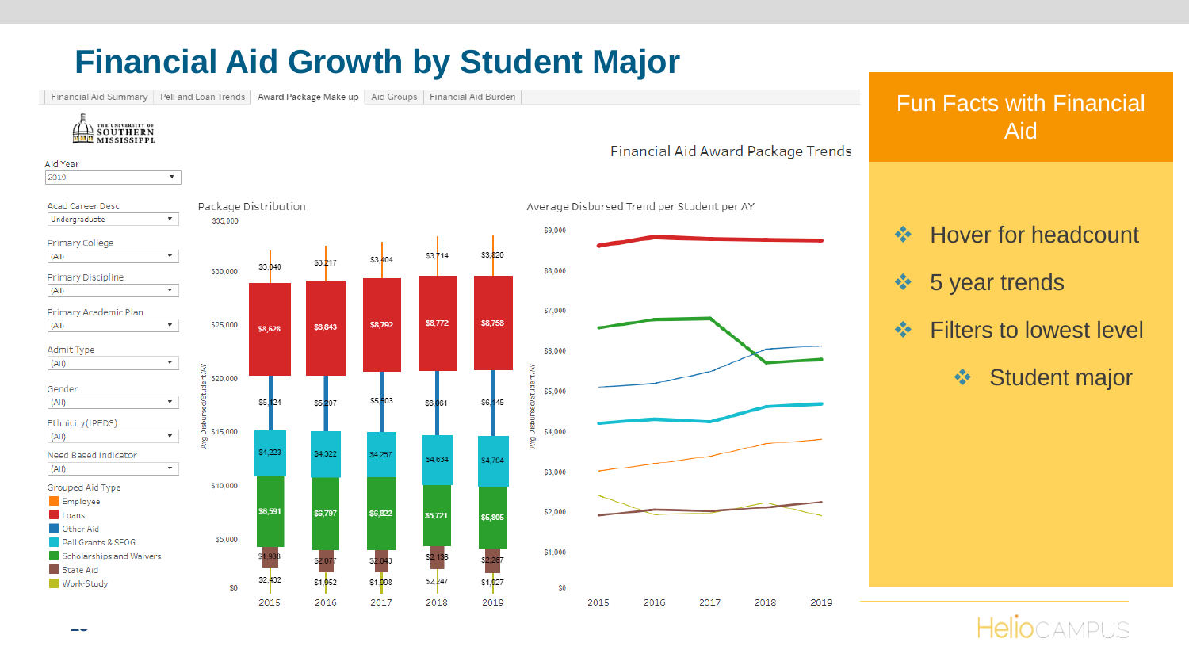# Financial Aid Growth by Student Major

Financial Aid Summary | Pell and Loan Trends | Award Package Make up | Aid Groups | Financial Aid Burden

THE UNIVERSITY OF SOUTHERN MISSISSIPPI

## Financial Aid Award Package Trends

Aid Year: 2019

Acad Career Desc: Undergraduate

Primary College: (All)

Primary Discipline: (All)

Primary Academic Plan: (All)

Admit Type: (All)

Gender: (All)

Ethnicity(IPEDS): (All)

Need Based Indicator: (All)

Grouped Aid Type:
- Employee
- Loans
- Other Aid
- Pell Grants & SEOG
- Scholarships and Waivers
- State Aid
- Work-Study

### Package Distribution

| Aid Type | 2015 | 2016 | 2017 | 2018 | 2019 |
|---|---|---|---|---|---|
| Other Aid | $3,040 | $3,217 | $3,404 | $3,714 | $3,820 |
| Loans | $8,628 | $8,843 | $8,792 | $8,772 | $8,758 |
| | $5,424 | $5,207 | $5,503 | $6,001 | $6,145 |
| Pell Grants & SEOG | $4,223 | $4,322 | $4,257 | $4,634 | $4,704 |
| Scholarships and Waivers | $6,591 | $6,797 | $6,822 | $5,721 | $5,805 |
| State Aid | $1,938 | $2,077 | $2,043 | $2,136 | $2,267 |
| Work-Study | $2,432 | $1,952 | $1,998 | $2,247 | $1,927 |

### Average Disbursed Trend per Student per AY

## Fun Facts with Financial Aid

- Hover for headcount
- 5 year trends
- Filters to lowest level
  - Student major

HelioCAMPUS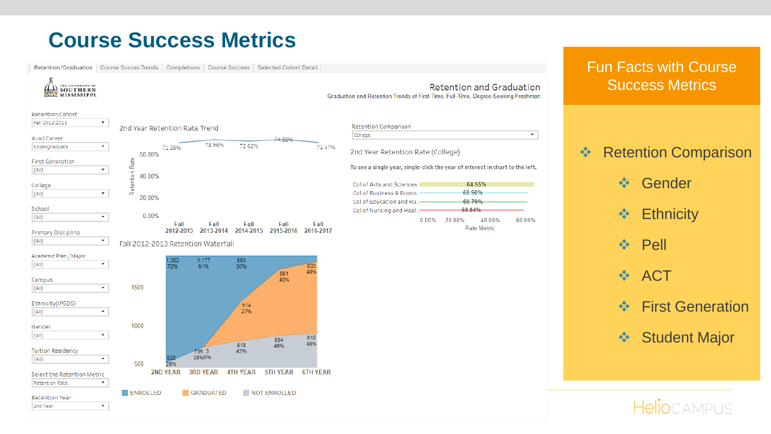# Course Success Metrics

Retention/Graduation | Course Succes Trends | Completions | Course Success | Selected Cohort Detail

THE UNIVERSITY OF SOUTHERN MISSISSIPPI

**Retention and Graduation**

Graduation and Retention Trends of First-Time, Full-Time, Degree-Seeking Freshman

Retention Cohort: Fall 2012-2013

Acad Career: Undergraduate

First Generation: (All)

College: (All)

School: (All)

Primary Discipline: (All)

Academic Plan / Major: (All)

Campus: (All)

Ethnicity(IPEDS): (All)

Gender: (All)

Tuition Residency: (All)

Select the Retention Metric: Retention Rate

Retention Year: 2nd Year

**2nd Year Retention Rate Trend**

| Fall 2012-2013 | Fall 2013-2014 | Fall 2014-2015 | Fall 2015-2016 | Fall 2016-2017 |
|---|---|---|---|---|
| 71.28% | 73.96% | 72.62% | 74.22% | 71.47% |

**Fall 2012-2013 Retention Waterfall**

| | 2ND YEAR | 3RD YEAR | 4TH YEAR | 5TH YEAR | 6TH YEAR |
|---|---|---|---|---|---|
| ENROLLED | 1,382 72% | 1,177 61% | 583 30% | | |
| GRADUATED | | 3 0% | 514 27% | 861 45% | 933 49% |
| NOT ENROLLED | 533 28% | 735 38% | 818 43% | 884 46% | 912 48% |

Retention Comparison: College

**2nd Year Retention Rate (College)**

To see a single year, single-click the year of interest in chart to the left.

| College | Rate Metric |
|---|---|
| Col of Arts and Sciences | 64.55% |
| Col of Business & Econo.. | 60.98% |
| Col of Education and Hu.. | 60.79% |
| Col of Nursing and Heal.. | 58.84% |

## Fun Facts with Course Success Metrics

- Retention Comparison
  - Gender
  - Ethnicity
  - Pell
  - ACT
  - First Generation
  - Student Major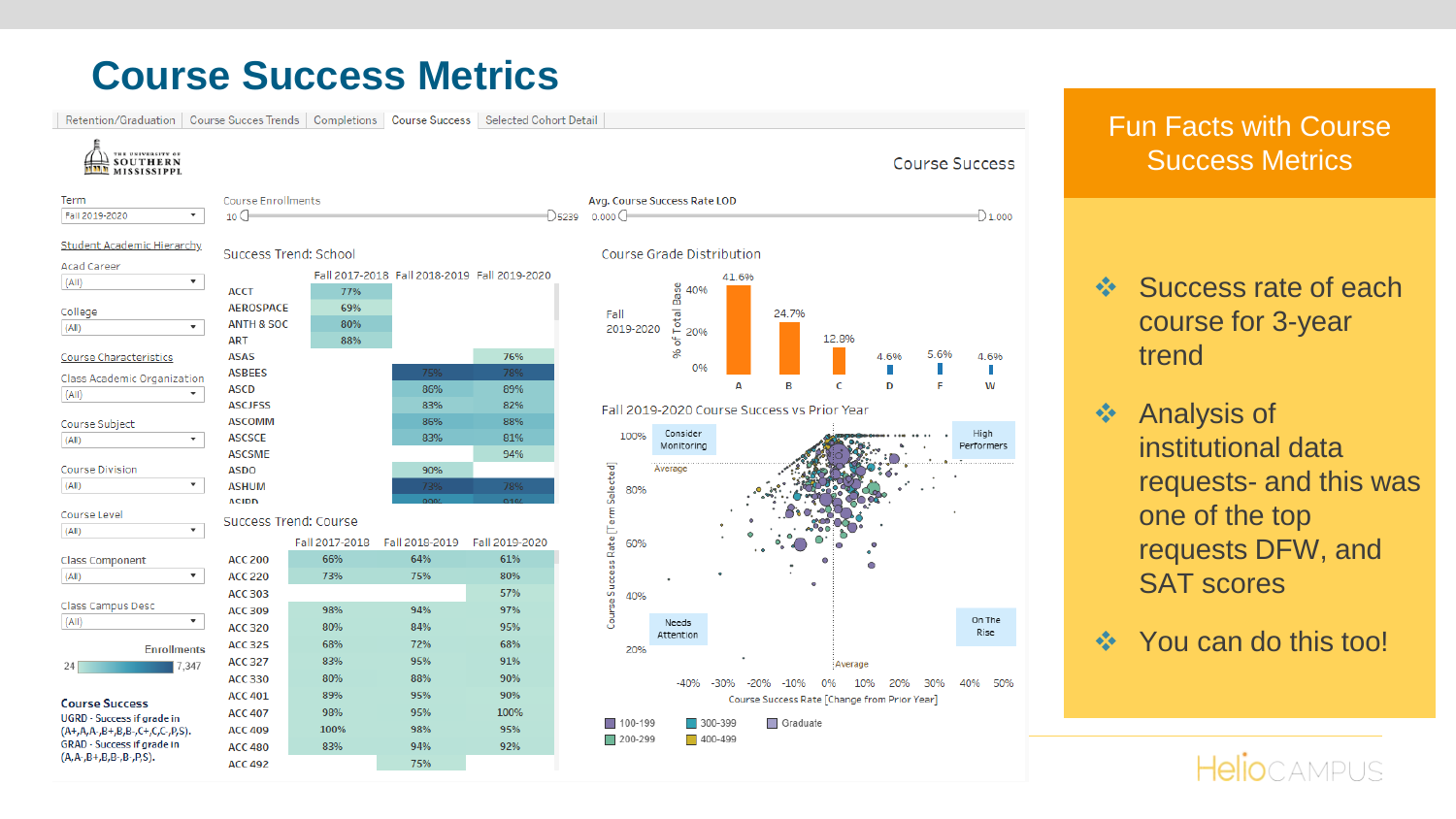# Course Success Metrics

Retention/Graduation | Course Succes Trends | Completions | Course Success | Selected Cohort Detail

THE UNIVERSITY OF SOUTHERN MISSISSIPPI

Course Success

Term: Fall 2019-2020

Student Academic Hierarchy

Acad Career: (All)

College: (All)

Course Characteristics

Class Academic Organization: (All)

Course Subject: (All)

Course Division: (All)

Course Level: (All)

Class Component: (All)

Class Campus Desc: (All)

Enrollments: 24 – 7,347

**Course Success**
UGRD - Success if grade in (A+,A,A-,B+,B,B-,C+,C,C-,P,S).
GRAD - Success if grade in (A,A-,B+,B,B-,P,S).

Course Enrollments: 10 – 5239

Avg. Course Success Rate LOD: 0.000 – 1.000

## Success Trend: School

| | Fall 2017-2018 | Fall 2018-2019 | Fall 2019-2020 |
|---|---|---|---|
| ACCT | 77% | | |
| AEROSPACE | 69% | | |
| ANTH & SOC | 80% | | |
| ART | 88% | | |
| ASAS | | | 76% |
| ASBEES | | 75% | 78% |
| ASCD | | 86% | 89% |
| ASCJFSS | | 83% | 82% |
| ASCOMM | | 86% | 88% |
| ASCSCE | | 83% | 81% |
| ASCSME | | | 94% |
| ASDO | | 90% | |
| ASHUM | | 73% | 78% |

## Success Trend: Course

| | Fall 2017-2018 | Fall 2018-2019 | Fall 2019-2020 |
|---|---|---|---|
| ACC 200 | 66% | 64% | 61% |
| ACC 220 | 73% | 75% | 80% |
| ACC 303 | | | 57% |
| ACC 309 | 98% | 94% | 97% |
| ACC 320 | 80% | 84% | 95% |
| ACC 325 | 68% | 72% | 68% |
| ACC 327 | 83% | 95% | 91% |
| ACC 330 | 80% | 88% | 90% |
| ACC 401 | 89% | 95% | 90% |
| ACC 407 | 98% | 95% | 100% |
| ACC 409 | 100% | 98% | 95% |
| ACC 480 | 83% | 94% | 92% |
| ACC 492 | | 75% | |

## Course Grade Distribution

Fall 2019-2020 (% of Total Base)

| A | B | C | D | F | W |
|---|---|---|---|---|---|
| 41.6% | 24.7% | 12.8% | 4.6% | 5.6% | 4.6% |

## Fall 2019-2020 Course Success vs Prior Year

Quadrants: Consider Monitoring; High Performers; Needs Attention; On The Rise

Y-axis: Course Success Rate [Term Selected] (20% – 100%); X-axis: Course Success Rate [Change from Prior Year] (-40% – 50%)

Legend: 100-199; 200-299; 300-399; 400-499; Graduate

## Fun Facts with Course Success Metrics

- Success rate of each course for 3-year trend
- Analysis of institutional data requests- and this was one of the top requests DFW, and SAT scores
- You can do this too!

HelioCAMPUS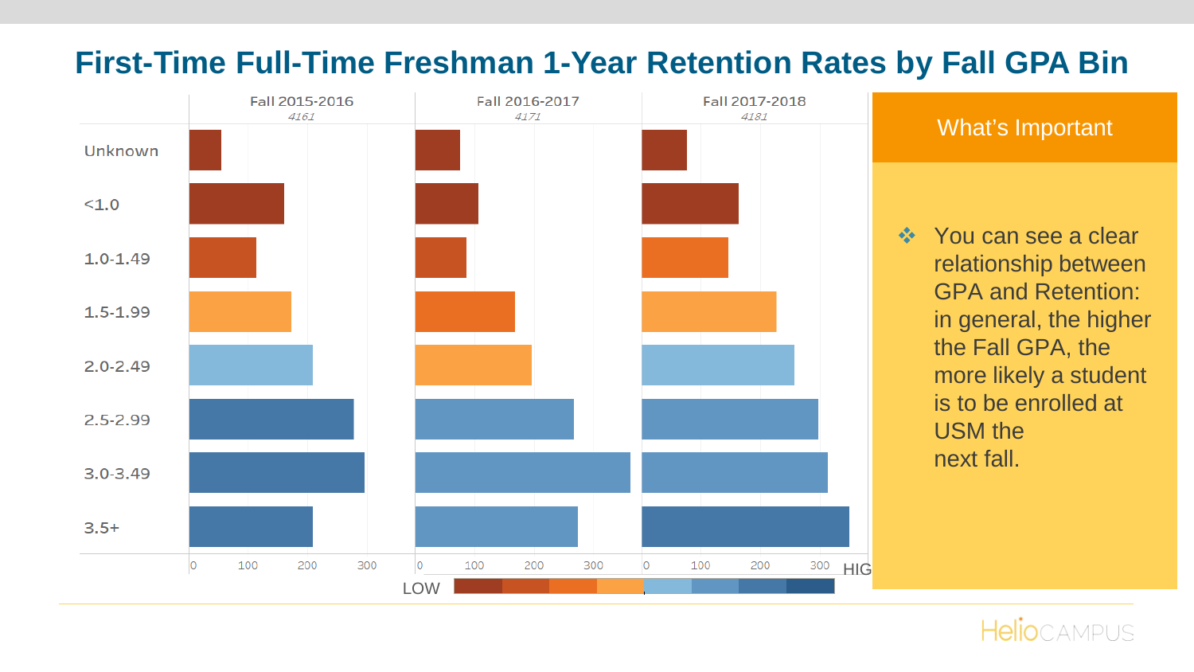# First-Time Full-Time Freshman 1-Year Retention Rates by Fall GPA Bin

| | Fall 2015-2016 | Fall 2016-2017 | Fall 2017-2018 |
|---|---|---|---|
| | *4161* | *4171* | *4181* |
| Unknown | | | |
| <1.0 | | | |
| 1.0-1.49 | | | |
| 1.5-1.99 | | | |
| 2.0-2.49 | | | |
| 2.5-2.99 | | | |
| 3.0-3.49 | | | |
| 3.5+ | | | |

Axis: 0, 100, 200, 300

LOW — HIGH

## What's Important

- You can see a clear relationship between GPA and Retention: in general, the higher the Fall GPA, the more likely a student is to be enrolled at USM the next fall.

HelioCAMPUS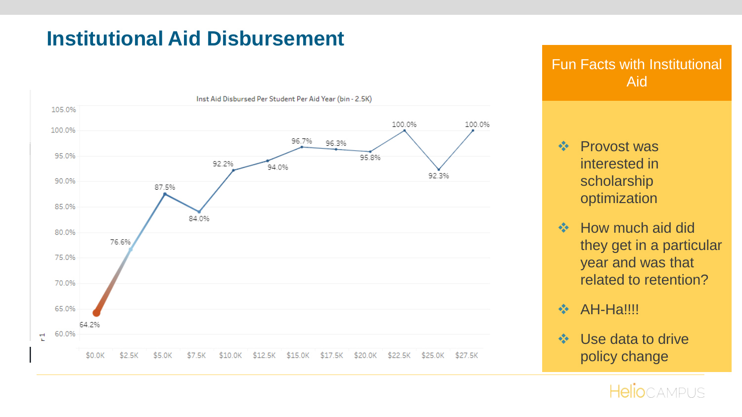# Institutional Aid Disbursement

Inst Aid Disbursed Per Student Per Aid Year (bin - 2.5K)

| Aid Disbursed | Retention |
|---|---|
| $0.0K | 64.2% |
| $2.5K | 76.6% |
| $5.0K | 87.5% |
| $7.5K | 84.0% |
| $10.0K | 92.2% |
| $12.5K | 94.0% |
| $15.0K | 96.7% |
| $17.5K | 96.3% |
| $20.0K | 95.8% |
| $22.5K | 100.0% |
| $25.0K | 92.3% |
| $27.5K | 100.0% |

## Fun Facts with Institutional Aid

- Provost was interested in scholarship optimization
- How much aid did they get in a particular year and was that related to retention?
- AH-Ha!!!!
- Use data to drive policy change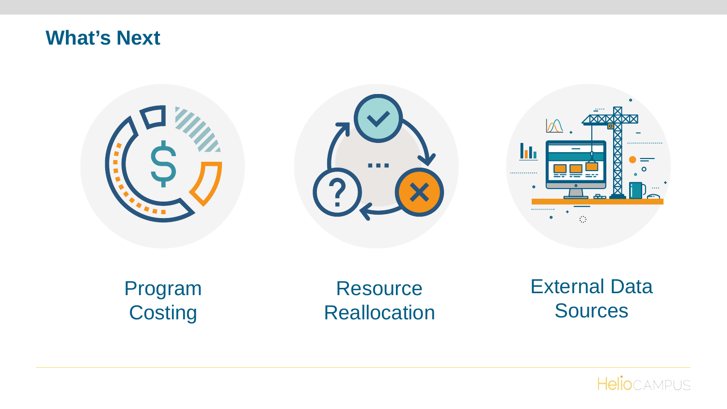# What's Next

Program Costing

Resource Reallocation

External Data Sources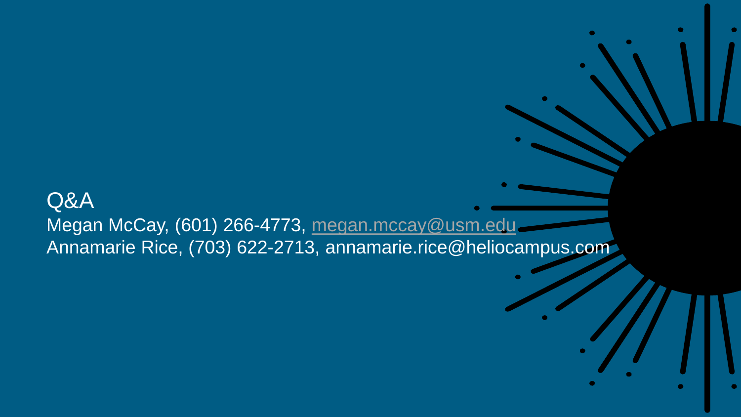# Q&A

Megan McCay, (601) 266-4773, megan.mccay@usm.edu
Annamarie Rice, (703) 622-2713, annamarie.rice@heliocampus.com